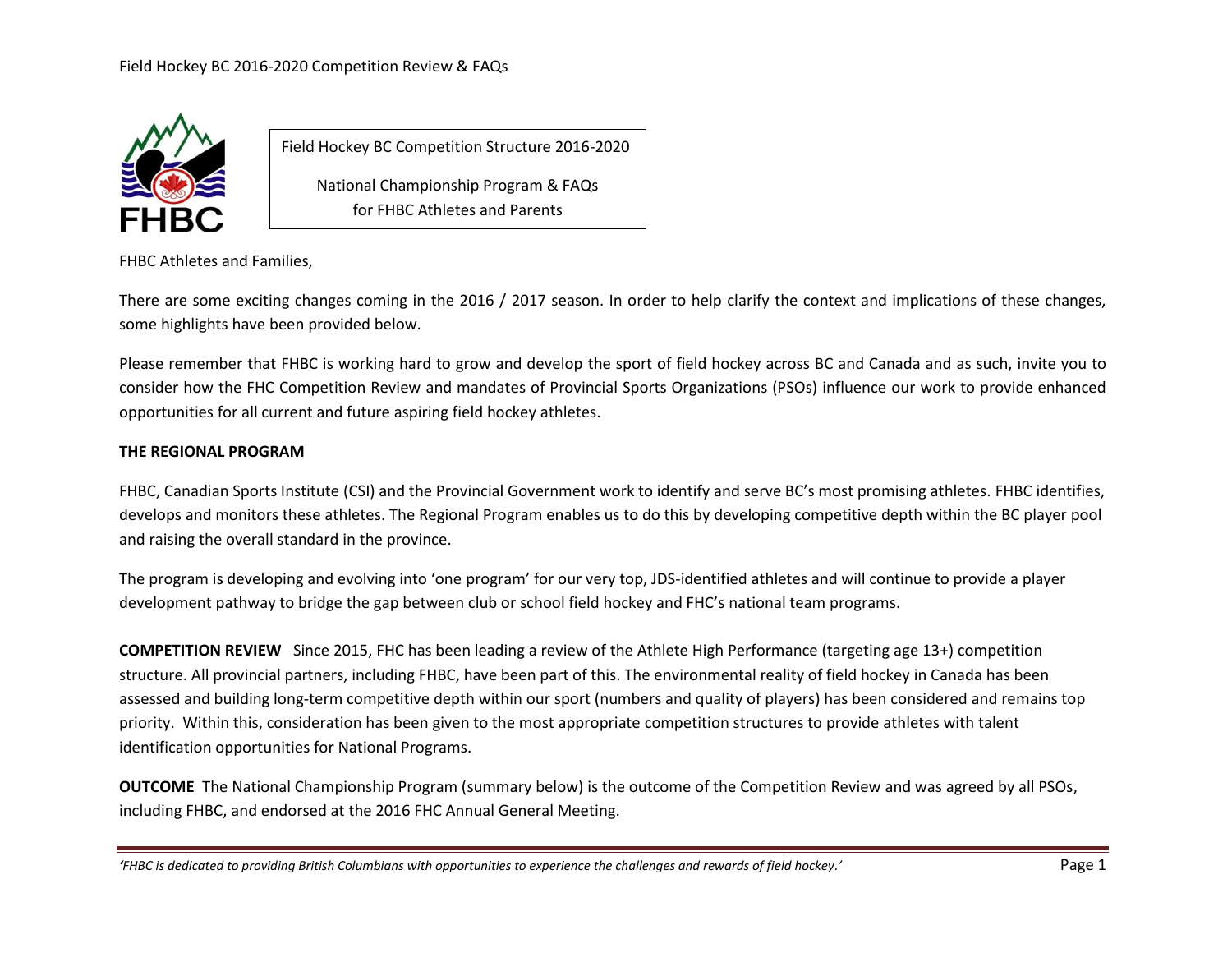Field Hockey BC Competition Structure 2016-2020

National Championship Program & FAQs
for FHBC Athletes and Parents

FHBC Athletes and Families,

There are some exciting changes coming in the 2016 / 2017 season. In order to help clarify the context and implications of these changes, some highlights have been provided below.

Please remember that FHBC is working hard to grow and develop the sport of field hockey across BC and Canada and as such, invite you to consider how the FHC Competition Review and mandates of Provincial Sports Organizations (PSOs) influence our work to provide enhanced opportunities for all current and future aspiring field hockey athletes.

**THE REGIONAL PROGRAM**

FHBC, Canadian Sports Institute (CSI) and the Provincial Government work to identify and serve BC's most promising athletes. FHBC identifies, develops and monitors these athletes. The Regional Program enables us to do this by developing competitive depth within the BC player pool and raising the overall standard in the province.

The program is developing and evolving into 'one program' for our very top, JDS-identified athletes and will continue to provide a player development pathway to bridge the gap between club or school field hockey and FHC's national team programs.

**COMPETITION REVIEW** Since 2015, FHC has been leading a review of the Athlete High Performance (targeting age 13+) competition structure. All provincial partners, including FHBC, have been part of this. The environmental reality of field hockey in Canada has been assessed and building long-term competitive depth within our sport (numbers and quality of players) has been considered and remains top priority. Within this, consideration has been given to the most appropriate competition structures to provide athletes with talent identification opportunities for National Programs.

**OUTCOME** The National Championship Program (summary below) is the outcome of the Competition Review and was agreed by all PSOs, including FHBC, and endorsed at the 2016 FHC Annual General Meeting.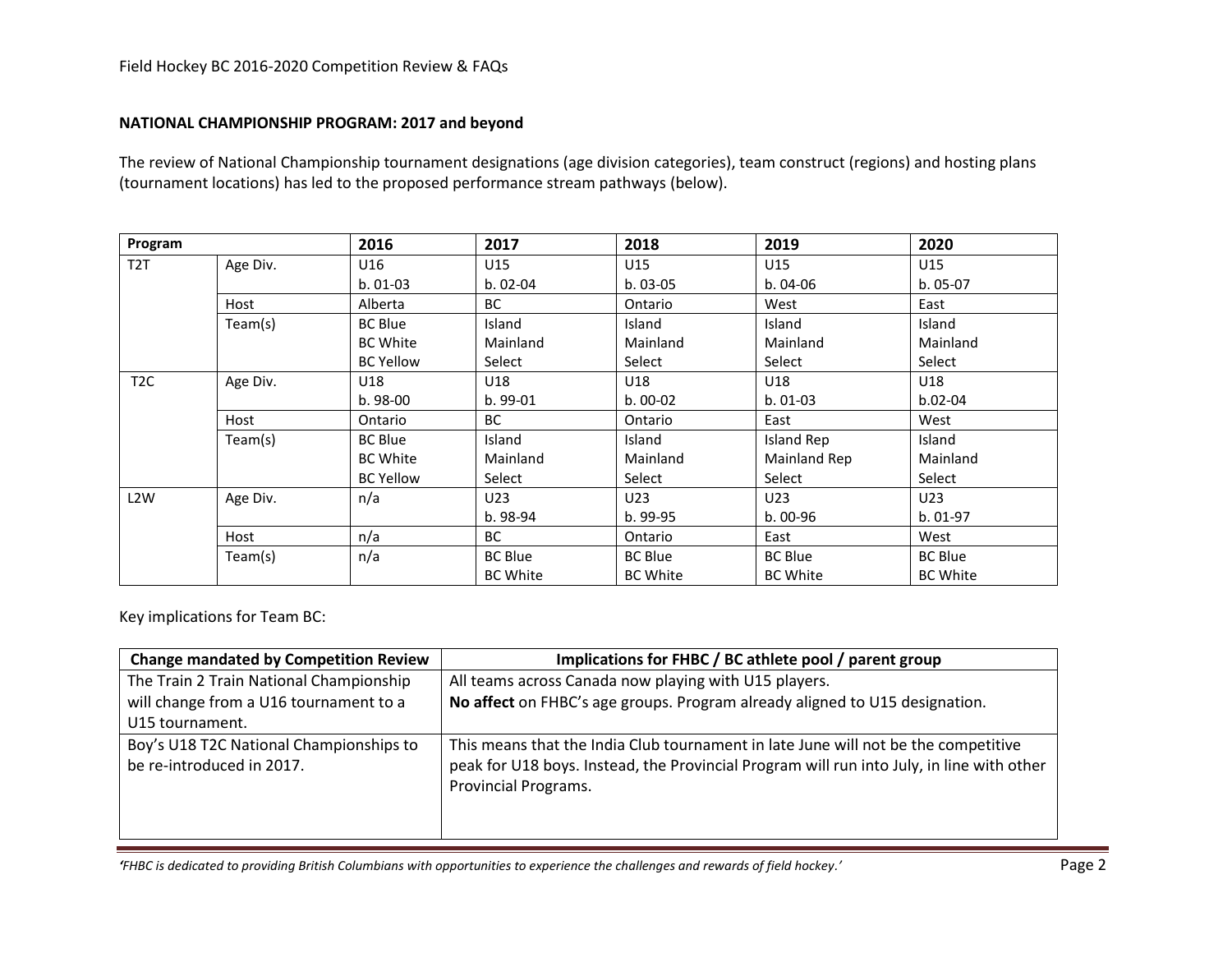**NATIONAL CHAMPIONSHIP PROGRAM: 2017 and beyond**

The review of National Championship tournament designations (age division categories), team construct (regions) and hosting plans (tournament locations) has led to the proposed performance stream pathways (below).

| Program | | 2016 | 2017 | 2018 | 2019 | 2020 |
|---|---|---|---|---|---|---|
| T2T | Age Div. | U16<br>b. 01-03 | U15<br>b. 02-04 | U15<br>b. 03-05 | U15<br>b. 04-06 | U15<br>b. 05-07 |
| | Host | Alberta | BC | Ontario | West | East |
| | Team(s) | BC Blue<br>BC White<br>BC Yellow | Island<br>Mainland<br>Select | Island<br>Mainland<br>Select | Island<br>Mainland<br>Select | Island<br>Mainland<br>Select |
| T2C | Age Div. | U18<br>b. 98-00 | U18<br>b. 99-01 | U18<br>b. 00-02 | U18<br>b. 01-03 | U18<br>b.02-04 |
| | Host | Ontario | BC | Ontario | East | West |
| | Team(s) | BC Blue<br>BC White<br>BC Yellow | Island<br>Mainland<br>Select | Island<br>Mainland<br>Select | Island Rep<br>Mainland Rep<br>Select | Island<br>Mainland<br>Select |
| L2W | Age Div. | n/a | U23<br>b. 98-94 | U23<br>b. 99-95 | U23<br>b. 00-96 | U23<br>b. 01-97 |
| | Host | n/a | BC | Ontario | East | West |
| | Team(s) | n/a | BC Blue<br>BC White | BC Blue<br>BC White | BC Blue<br>BC White | BC Blue<br>BC White |

Key implications for Team BC:

| Change mandated by Competition Review | Implications for FHBC / BC athlete pool / parent group |
|---|---|
| The Train 2 Train National Championship will change from a U16 tournament to a U15 tournament. | All teams across Canada now playing with U15 players.<br>**No affect** on FHBC's age groups. Program already aligned to U15 designation. |
| Boy's U18 T2C National Championships to be re-introduced in 2017. | This means that the India Club tournament in late June will not be the competitive peak for U18 boys. Instead, the Provincial Program will run into July, in line with other Provincial Programs. |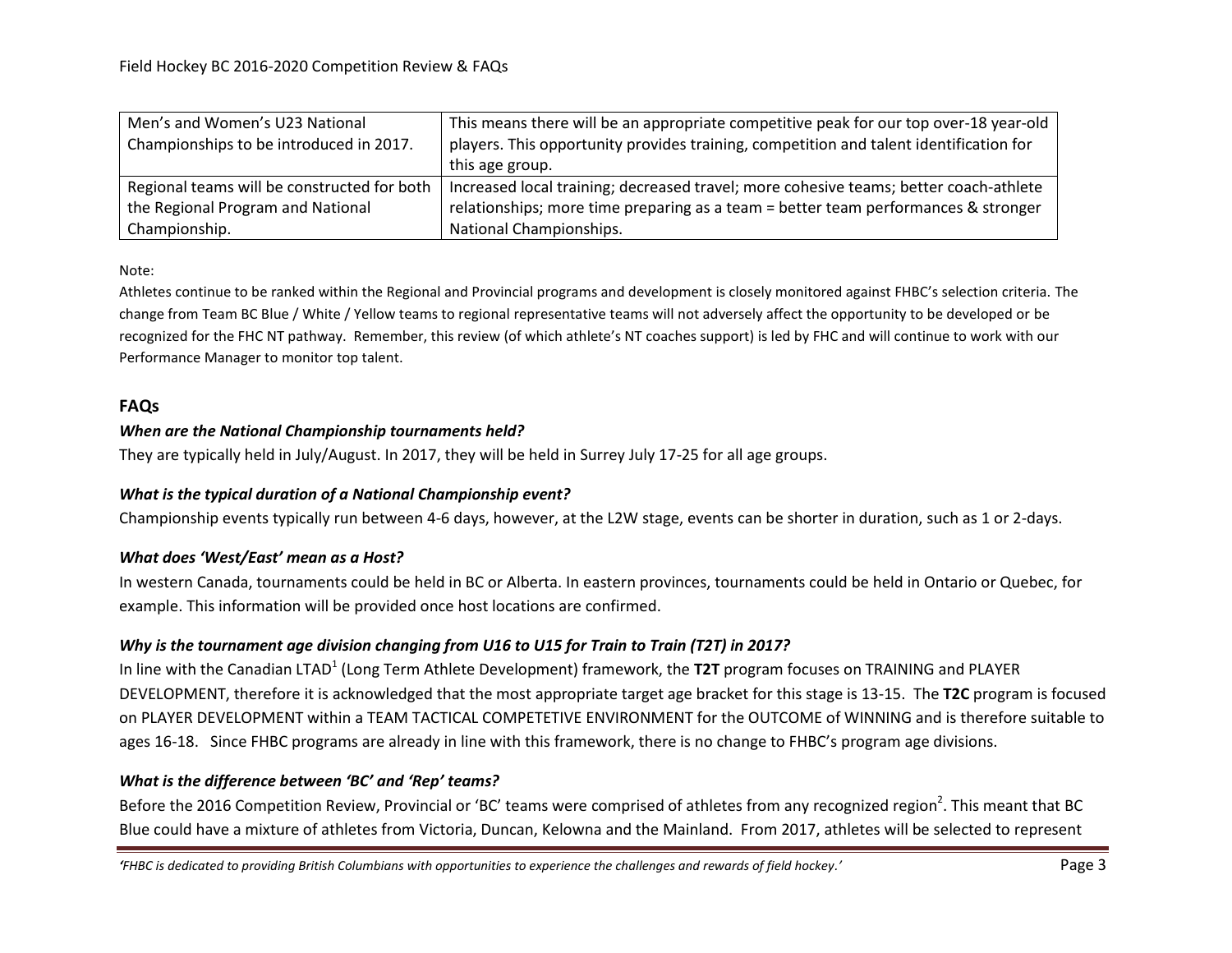| Men's and Women's U23 National Championships to be introduced in 2017. | This means there will be an appropriate competitive peak for our top over-18 year-old players. This opportunity provides training, competition and talent identification for this age group. |
|---|---|
| Regional teams will be constructed for both the Regional Program and National Championship. | Increased local training; decreased travel; more cohesive teams; better coach-athlete relationships; more time preparing as a team = better team performances & stronger National Championships. |

Note:

Athletes continue to be ranked within the Regional and Provincial programs and development is closely monitored against FHBC's selection criteria. The change from Team BC Blue / White / Yellow teams to regional representative teams will not adversely affect the opportunity to be developed or be recognized for the FHC NT pathway. Remember, this review (of which athlete's NT coaches support) is led by FHC and will continue to work with our Performance Manager to monitor top talent.

## FAQs

### *When are the National Championship tournaments held?*

They are typically held in July/August. In 2017, they will be held in Surrey July 17-25 for all age groups.

### *What is the typical duration of a National Championship event?*

Championship events typically run between 4-6 days, however, at the L2W stage, events can be shorter in duration, such as 1 or 2-days.

### *What does 'West/East' mean as a Host?*

In western Canada, tournaments could be held in BC or Alberta. In eastern provinces, tournaments could be held in Ontario or Quebec, for example. This information will be provided once host locations are confirmed.

### *Why is the tournament age division changing from U16 to U15 for Train to Train (T2T) in 2017?*

In line with the Canadian LTAD[1] (Long Term Athlete Development) framework, the **T2T** program focuses on TRAINING and PLAYER DEVELOPMENT, therefore it is acknowledged that the most appropriate target age bracket for this stage is 13-15. The **T2C** program is focused on PLAYER DEVELOPMENT within a TEAM TACTICAL COMPETETIVE ENVIRONMENT for the OUTCOME of WINNING and is therefore suitable to ages 16-18. Since FHBC programs are already in line with this framework, there is no change to FHBC's program age divisions.

### *What is the difference between 'BC' and 'Rep' teams?*

Before the 2016 Competition Review, Provincial or 'BC' teams were comprised of athletes from any recognized region[2]. This meant that BC Blue could have a mixture of athletes from Victoria, Duncan, Kelowna and the Mainland. From 2017, athletes will be selected to represent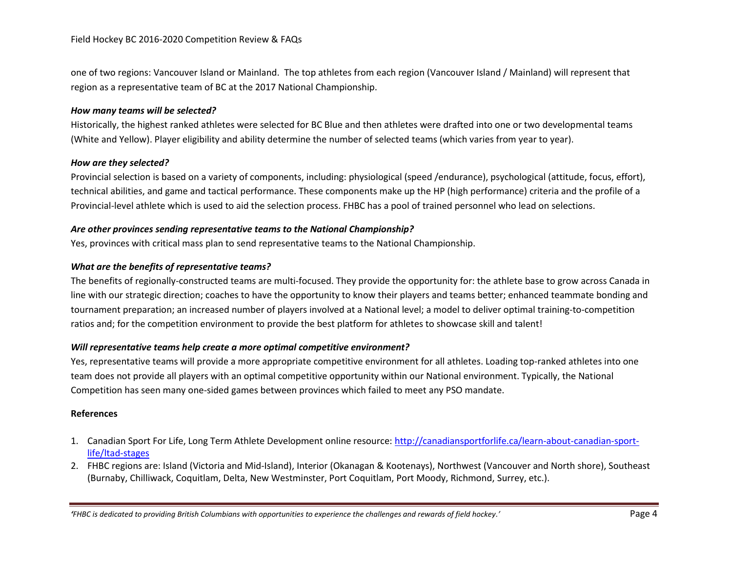one of two regions: Vancouver Island or Mainland. The top athletes from each region (Vancouver Island / Mainland) will represent that region as a representative team of BC at the 2017 National Championship.

***How many teams will be selected?***

Historically, the highest ranked athletes were selected for BC Blue and then athletes were drafted into one or two developmental teams (White and Yellow). Player eligibility and ability determine the number of selected teams (which varies from year to year).

***How are they selected?***

Provincial selection is based on a variety of components, including: physiological (speed /endurance), psychological (attitude, focus, effort), technical abilities, and game and tactical performance. These components make up the HP (high performance) criteria and the profile of a Provincial-level athlete which is used to aid the selection process. FHBC has a pool of trained personnel who lead on selections.

***Are other provinces sending representative teams to the National Championship?***

Yes, provinces with critical mass plan to send representative teams to the National Championship.

***What are the benefits of representative teams?***

The benefits of regionally-constructed teams are multi-focused. They provide the opportunity for: the athlete base to grow across Canada in line with our strategic direction; coaches to have the opportunity to know their players and teams better; enhanced teammate bonding and tournament preparation; an increased number of players involved at a National level; a model to deliver optimal training-to-competition ratios and; for the competition environment to provide the best platform for athletes to showcase skill and talent!

***Will representative teams help create a more optimal competitive environment?***

Yes, representative teams will provide a more appropriate competitive environment for all athletes. Loading top-ranked athletes into one team does not provide all players with an optimal competitive opportunity within our National environment. Typically, the National Competition has seen many one-sided games between provinces which failed to meet any PSO mandate.

**References**

1. Canadian Sport For Life, Long Term Athlete Development online resource: http://canadiansportforlife.ca/learn-about-canadian-sport-life/ltad-stages
2. FHBC regions are: Island (Victoria and Mid-Island), Interior (Okanagan & Kootenays), Northwest (Vancouver and North shore), Southeast (Burnaby, Chilliwack, Coquitlam, Delta, New Westminster, Port Coquitlam, Port Moody, Richmond, Surrey, etc.).